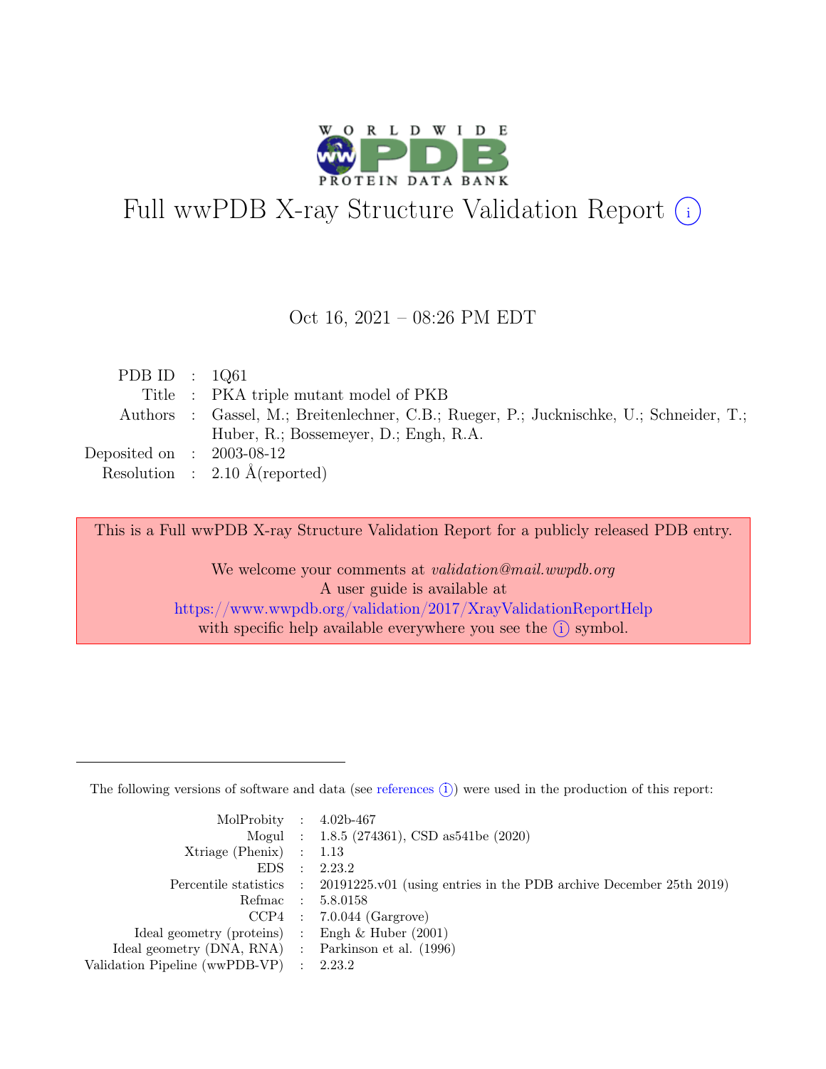# Full wwPDB X-ray Structure Validation Report (i)

Oct 16, 2021 – 08:26 PM EDT

| | | |
|---|---|---|
| PDB ID | : | 1Q61 |
| Title | : | PKA triple mutant model of PKB |
| Authors | : | Gassel, M.; Breitenlechner, C.B.; Rueger, P.; Jucknischke, U.; Schneider, T.; Huber, R.; Bossemeyer, D.; Engh, R.A. |
| Deposited on | : | 2003-08-12 |
| Resolution | : | 2.10 Å(reported) |

This is a Full wwPDB X-ray Structure Validation Report for a publicly released PDB entry.

We welcome your comments at *validation@mail.wwpdb.org*
A user guide is available at
https://www.wwpdb.org/validation/2017/XrayValidationReportHelp
with specific help available everywhere you see the (i) symbol.

---

The following versions of software and data (see references (i)) were used in the production of this report:

| | | |
|---|---|---|
| MolProbity | : | 4.02b-467 |
| Mogul | : | 1.8.5 (274361), CSD as541be (2020) |
| Xtriage (Phenix) | : | 1.13 |
| EDS | : | 2.23.2 |
| Percentile statistics | : | 20191225.v01 (using entries in the PDB archive December 25th 2019) |
| Refmac | : | 5.8.0158 |
| CCP4 | : | 7.0.044 (Gargrove) |
| Ideal geometry (proteins) | : | Engh & Huber (2001) |
| Ideal geometry (DNA, RNA) | : | Parkinson et al. (1996) |
| Validation Pipeline (wwPDB-VP) | : | 2.23.2 |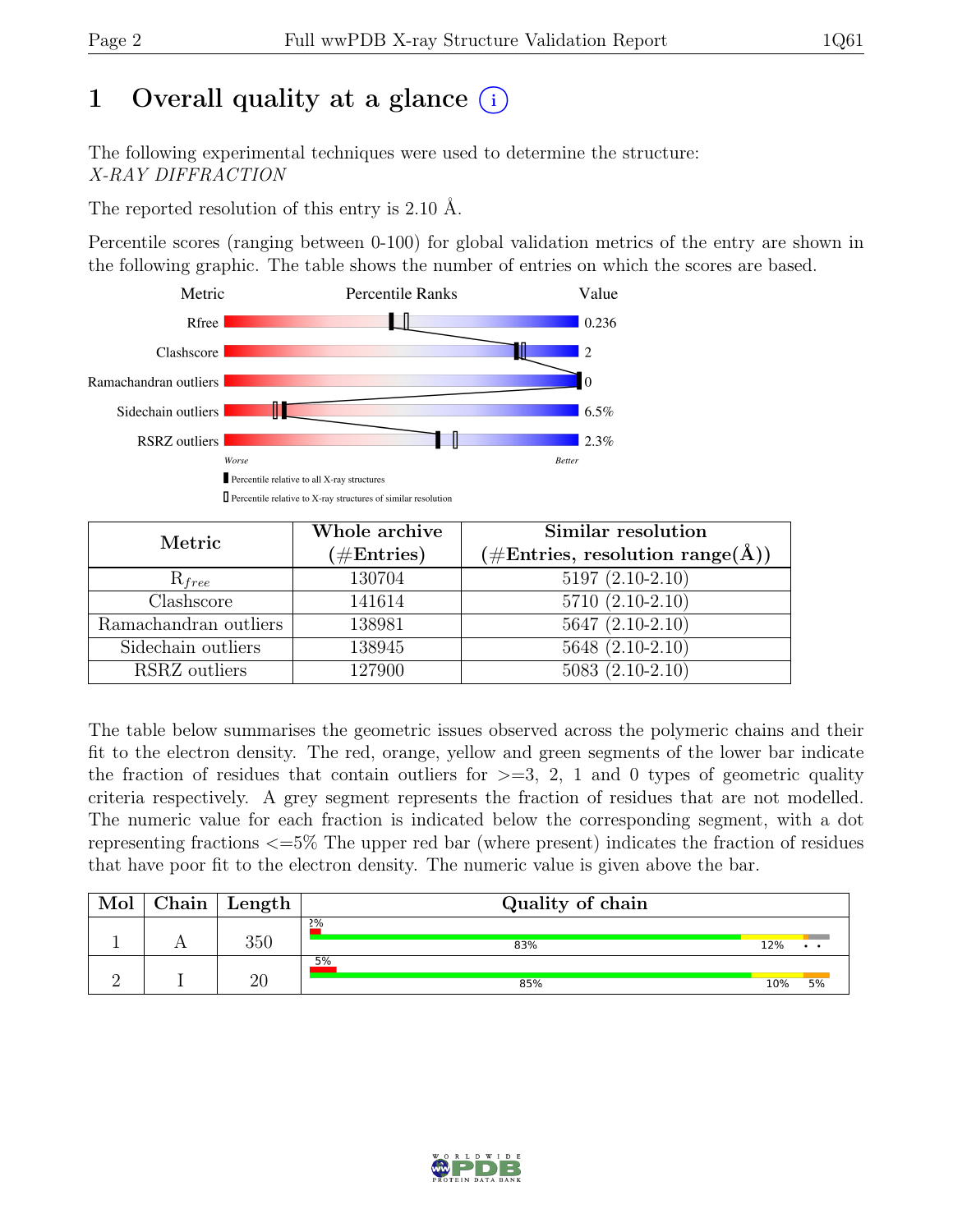# 1 Overall quality at a glance (i)

The following experimental techniques were used to determine the structure:
*X-RAY DIFFRACTION*

The reported resolution of this entry is 2.10 Å.

Percentile scores (ranging between 0-100) for global validation metrics of the entry are shown in the following graphic. The table shows the number of entries on which the scores are based.

| Metric | Value |
|---|---|
| Rfree | 0.236 |
| Clashscore | 2 |
| Ramachandran outliers | 0 |
| Sidechain outliers | 6.5% |
| RSRZ outliers | 2.3% |

Worse — Better

▮ Percentile relative to all X-ray structures
▯ Percentile relative to X-ray structures of similar resolution

| Metric | Whole archive (#Entries) | Similar resolution (#Entries, resolution range(Å)) |
|---|---|---|
| $R_{free}$ | 130704 | 5197 (2.10-2.10) |
| Clashscore | 141614 | 5710 (2.10-2.10) |
| Ramachandran outliers | 138981 | 5647 (2.10-2.10) |
| Sidechain outliers | 138945 | 5648 (2.10-2.10) |
| RSRZ outliers | 127900 | 5083 (2.10-2.10) |

The table below summarises the geometric issues observed across the polymeric chains and their fit to the electron density. The red, orange, yellow and green segments of the lower bar indicate the fraction of residues that contain outliers for >=3, 2, 1 and 0 types of geometric quality criteria respectively. A grey segment represents the fraction of residues that are not modelled. The numeric value for each fraction is indicated below the corresponding segment, with a dot representing fractions <=5% The upper red bar (where present) indicates the fraction of residues that have poor fit to the electron density. The numeric value is given above the bar.

| Mol | Chain | Length | Quality of chain |
|---|---|---|---|
| 1 | A | 350 | 2% / 83% 12% • • |
| 2 | I | 20 | 5% / 85% 10% 5% |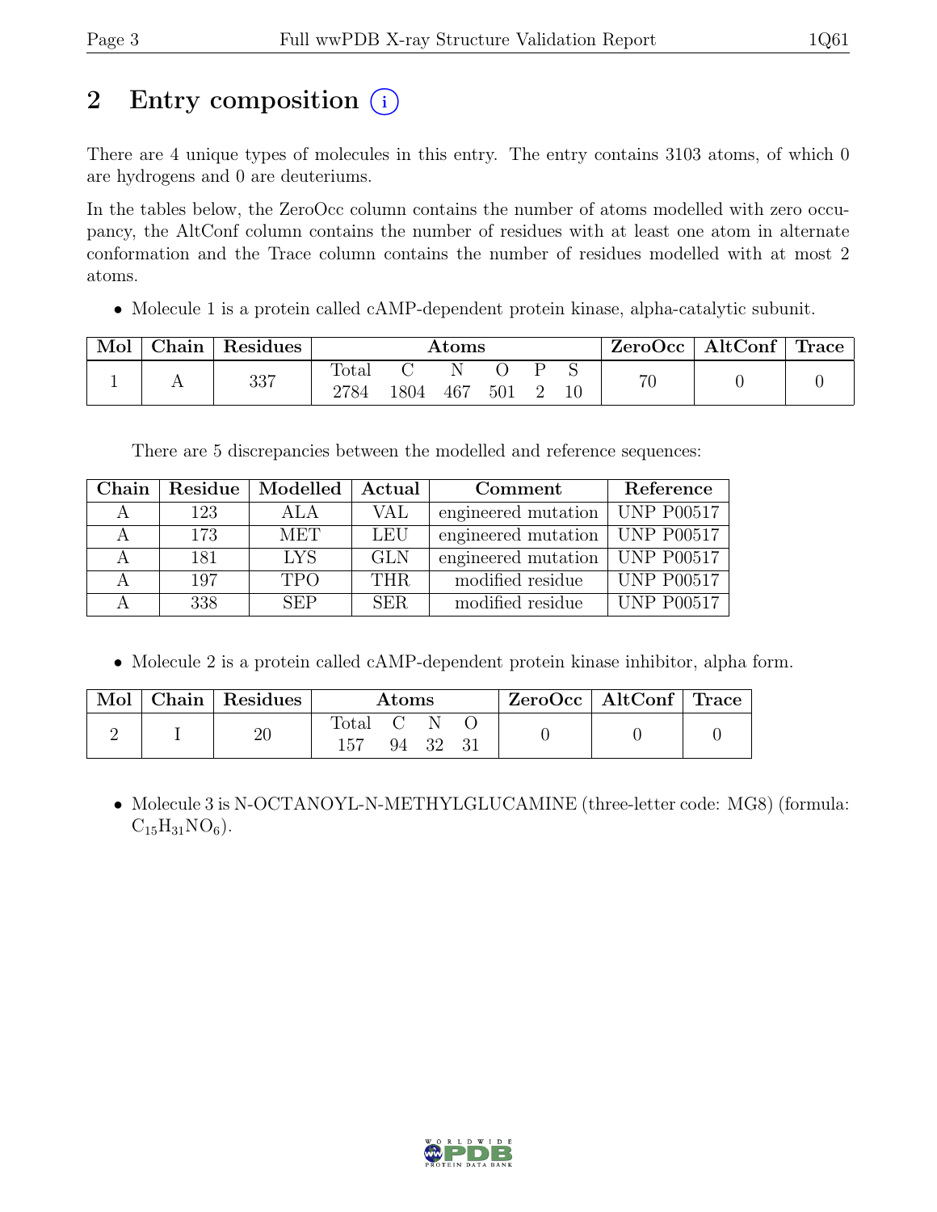# 2 Entry composition (i)

There are 4 unique types of molecules in this entry. The entry contains 3103 atoms, of which 0 are hydrogens and 0 are deuteriums.

In the tables below, the ZeroOcc column contains the number of atoms modelled with zero occupancy, the AltConf column contains the number of residues with at least one atom in alternate conformation and the Trace column contains the number of residues modelled with at most 2 atoms.

- Molecule 1 is a protein called cAMP-dependent protein kinase, alpha-catalytic subunit.

| Mol | Chain | Residues | Atoms | | | | | | ZeroOcc | AltConf | Trace |
|---|---|---|---|---|---|---|---|---|---|---|---|
| | | | Total | C | N | O | P | S | | | |
| 1 | A | 337 | 2784 | 1804 | 467 | 501 | 2 | 10 | 70 | 0 | 0 |

There are 5 discrepancies between the modelled and reference sequences:

| Chain | Residue | Modelled | Actual | Comment | Reference |
|---|---|---|---|---|---|
| A | 123 | ALA | VAL | engineered mutation | UNP P00517 |
| A | 173 | MET | LEU | engineered mutation | UNP P00517 |
| A | 181 | LYS | GLN | engineered mutation | UNP P00517 |
| A | 197 | TPO | THR | modified residue | UNP P00517 |
| A | 338 | SEP | SER | modified residue | UNP P00517 |

- Molecule 2 is a protein called cAMP-dependent protein kinase inhibitor, alpha form.

| Mol | Chain | Residues | Atoms | | | | ZeroOcc | AltConf | Trace |
|---|---|---|---|---|---|---|---|---|---|
| | | | Total | C | N | O | | | |
| 2 | I | 20 | 157 | 94 | 32 | 31 | 0 | 0 | 0 |

- Molecule 3 is N-OCTANOYL-N-METHYLGLUCAMINE (three-letter code: MG8) (formula: $C_{15}H_{31}NO_6$).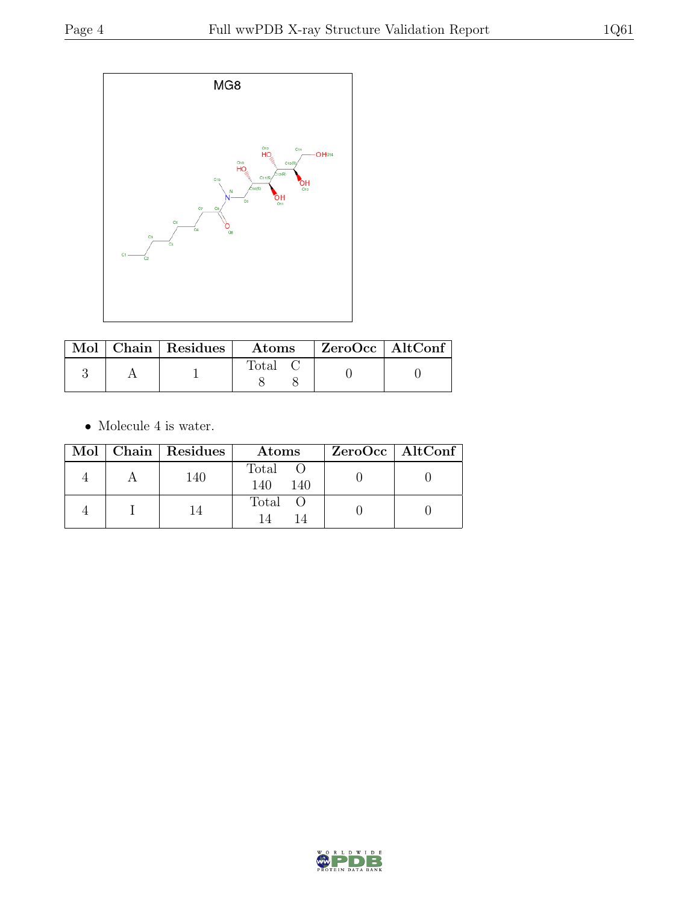MG8

| Mol | Chain | Residues | Atoms | ZeroOcc | AltConf |
|---|---|---|---|---|---|
| 3 | A | 1 | Total C<br>8 8 | 0 | 0 |

- Molecule 4 is water.

| Mol | Chain | Residues | Atoms | ZeroOcc | AltConf |
|---|---|---|---|---|---|
| 4 | A | 140 | Total O<br>140 140 | 0 | 0 |
| 4 | I | 14 | Total O<br>14 14 | 0 | 0 |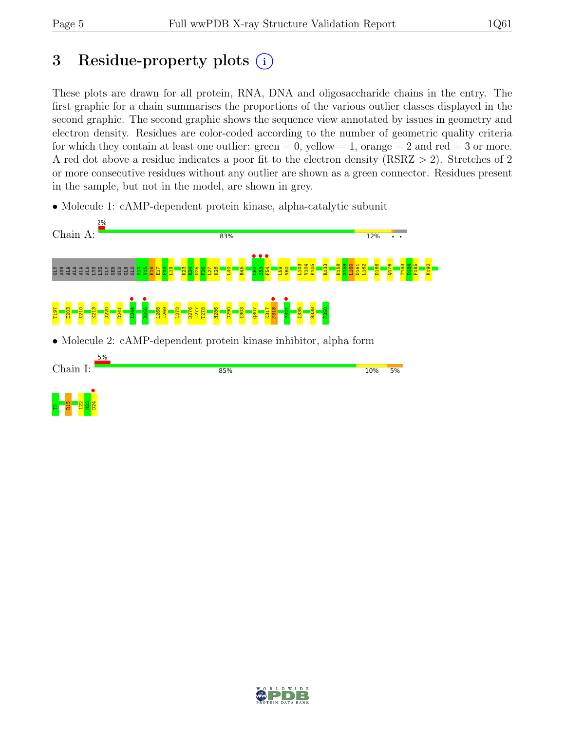# 3 Residue-property plots

These plots are drawn for all protein, RNA, DNA and oligosaccharide chains in the entry. The first graphic for a chain summarises the proportions of the various outlier classes displayed in the second graphic. The second graphic shows the sequence view annotated by issues in geometry and electron density. Residues are color-coded according to the number of geometric quality criteria for which they contain at least one outlier: green = 0, yellow = 1, orange = 2 and red = 3 or more. A red dot above a residue indicates a poor fit to the electron density (RSRZ > 2). Stretches of 2 or more consecutive residues without any outlier are shown as a green connector. Residues present in the sample, but not in the model, are shown in grey.

- Molecule 1: cAMP-dependent protein kinase, alpha-catalytic subunit

Chain A: 2% | 83% | 12% | • •

GLY ASN ALA ALA ALA ALA LYS LYS GLY SER GLU GLN GLU S14 V15 K16 E17 F18 L19 K23 E24 D25 F26 L27 K28 L40 R45 Q52 S53 F54 L59 V60 L103 V104 K105 R133 H158 S159 L160 D161 L162 D166 Q176 T183 D184 F185 K192 T197 E203 I210 K213 D220 D241 I244 R256 L268 L269 L272 D276 L277 T278 N286 D290 I303 Q307 K317 F318 P321 I335 S338 F350

- Molecule 2: cAMP-dependent protein kinase inhibitor, alpha form

Chain I: 5% | 85% | 10% | 5%

T5 R15 I22 H23 D24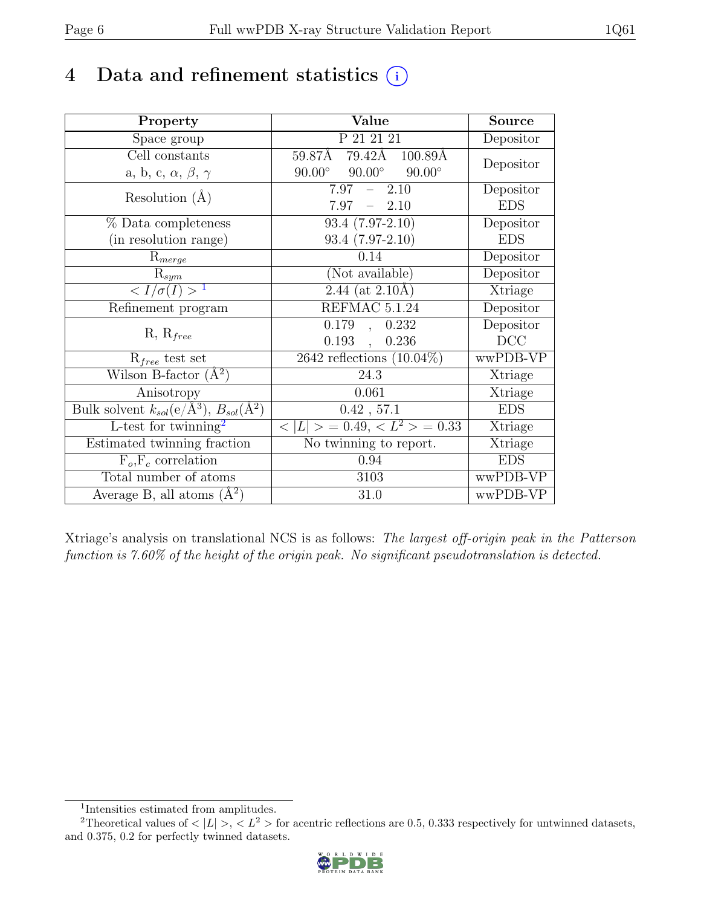# 4 Data and refinement statistics (i)

| Property | Value | Source |
|---|---|---|
| Space group | P 21 21 21 | Depositor |
| Cell constants<br>a, b, c, $\alpha$, $\beta$, $\gamma$ | 59.87Å 79.42Å 100.89Å<br>90.00° 90.00° 90.00° | Depositor |
| Resolution (Å) | 7.97 – 2.10<br>7.97 – 2.10 | Depositor<br>EDS |
| % Data completeness<br>(in resolution range) | 93.4 (7.97-2.10)<br>93.4 (7.97-2.10) | Depositor<br>EDS |
| $R_{merge}$ | 0.14 | Depositor |
| $R_{sym}$ | (Not available) | Depositor |
| $< I/\sigma(I) >$ [1] | 2.44 (at 2.10Å) | Xtriage |
| Refinement program | REFMAC 5.1.24 | Depositor |
| R, $R_{free}$ | 0.179 , 0.232<br>0.193 , 0.236 | Depositor<br>DCC |
| $R_{free}$ test set | 2642 reflections (10.04%) | wwPDB-VP |
| Wilson B-factor (Å$^2$) | 24.3 | Xtriage |
| Anisotropy | 0.061 | Xtriage |
| Bulk solvent $k_{sol}$(e/Å$^3$), $B_{sol}$(Å$^2$) | 0.42 , 57.1 | EDS |
| L-test for twinning[2] | $< \|L\| > = 0.49$, $< L^2 > = 0.33$ | Xtriage |
| Estimated twinning fraction | No twinning to report. | Xtriage |
| $F_o$,$F_c$ correlation | 0.94 | EDS |
| Total number of atoms | 3103 | wwPDB-VP |
| Average B, all atoms (Å$^2$) | 31.0 | wwPDB-VP |

Xtriage's analysis on translational NCS is as follows: *The largest off-origin peak in the Patterson function is 7.60% of the height of the origin peak. No significant pseudotranslation is detected.*

[1] Intensities estimated from amplitudes.

[2] Theoretical values of $< |L| >$, $< L^2 >$ for acentric reflections are 0.5, 0.333 respectively for untwinned datasets, and 0.375, 0.2 for perfectly twinned datasets.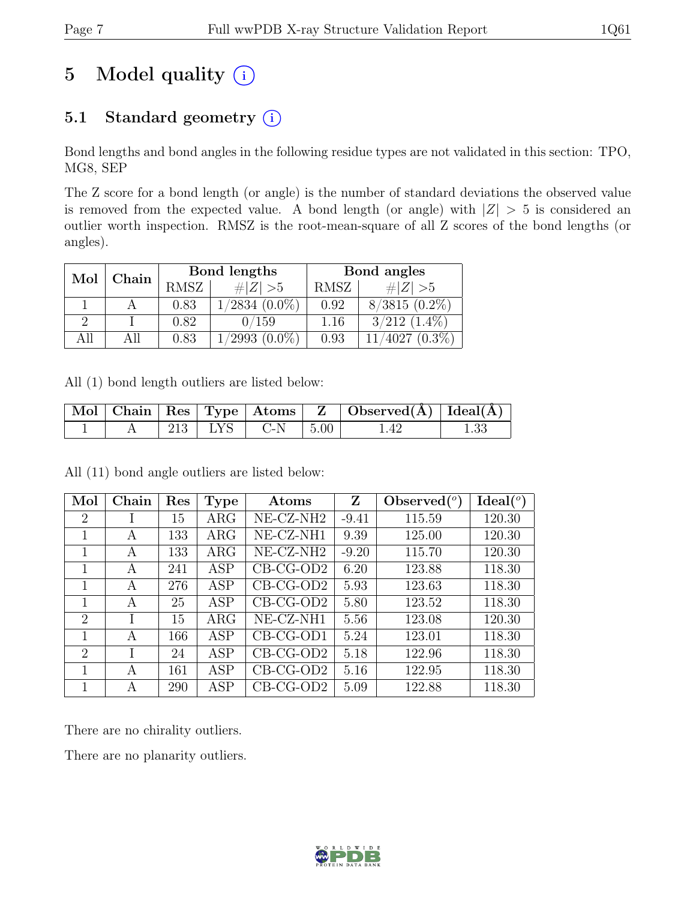# 5 Model quality (i)

## 5.1 Standard geometry (i)

Bond lengths and bond angles in the following residue types are not validated in this section: TPO, MG8, SEP

The Z score for a bond length (or angle) is the number of standard deviations the observed value is removed from the expected value. A bond length (or angle) with $|Z| > 5$ is considered an outlier worth inspection. RMSZ is the root-mean-square of all Z scores of the bond lengths (or angles).

| Mol | Chain | Bond lengths | | Bond angles | |
|---|---|---|---|---|---|
| | | RMSZ | $\#\|Z\| > 5$ | RMSZ | $\#\|Z\| > 5$ |
| 1 | A | 0.83 | 1/2834 (0.0%) | 0.92 | 8/3815 (0.2%) |
| 2 | I | 0.82 | 0/159 | 1.16 | 3/212 (1.4%) |
| All | All | 0.83 | 1/2993 (0.0%) | 0.93 | 11/4027 (0.3%) |

All (1) bond length outliers are listed below:

| Mol | Chain | Res | Type | Atoms | Z | Observed(Å) | Ideal(Å) |
|---|---|---|---|---|---|---|---|
| 1 | A | 213 | LYS | C-N | 5.00 | 1.42 | 1.33 |

All (11) bond angle outliers are listed below:

| Mol | Chain | Res | Type | Atoms | Z | Observed(°) | Ideal(°) |
|---|---|---|---|---|---|---|---|
| 2 | I | 15 | ARG | NE-CZ-NH2 | -9.41 | 115.59 | 120.30 |
| 1 | A | 133 | ARG | NE-CZ-NH1 | 9.39 | 125.00 | 120.30 |
| 1 | A | 133 | ARG | NE-CZ-NH2 | -9.20 | 115.70 | 120.30 |
| 1 | A | 241 | ASP | CB-CG-OD2 | 6.20 | 123.88 | 118.30 |
| 1 | A | 276 | ASP | CB-CG-OD2 | 5.93 | 123.63 | 118.30 |
| 1 | A | 25 | ASP | CB-CG-OD2 | 5.80 | 123.52 | 118.30 |
| 2 | I | 15 | ARG | NE-CZ-NH1 | 5.56 | 123.08 | 120.30 |
| 1 | A | 166 | ASP | CB-CG-OD1 | 5.24 | 123.01 | 118.30 |
| 2 | I | 24 | ASP | CB-CG-OD2 | 5.18 | 122.96 | 118.30 |
| 1 | A | 161 | ASP | CB-CG-OD2 | 5.16 | 122.95 | 118.30 |
| 1 | A | 290 | ASP | CB-CG-OD2 | 5.09 | 122.88 | 118.30 |

There are no chirality outliers.

There are no planarity outliers.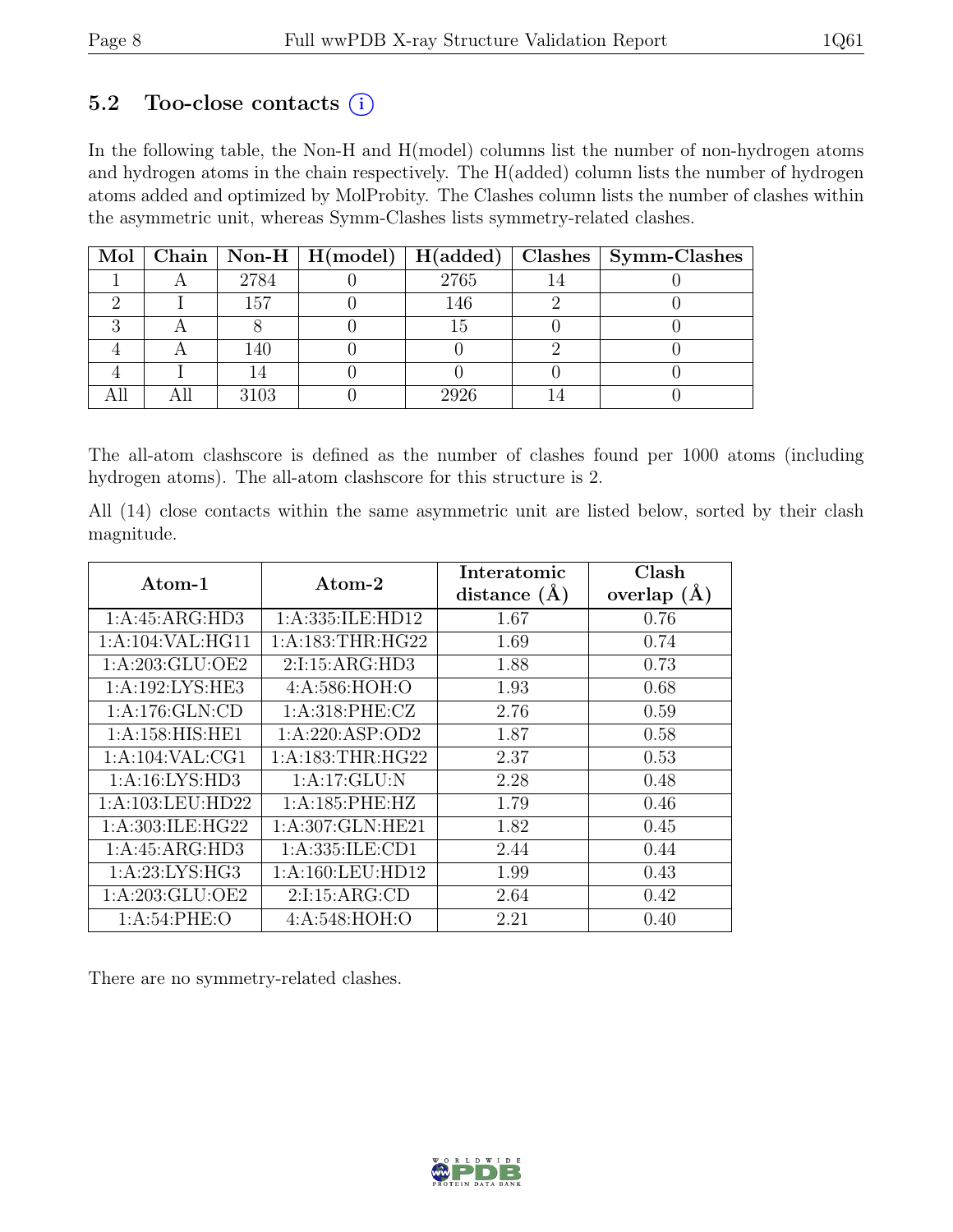## 5.2 Too-close contacts (i)

In the following table, the Non-H and H(model) columns list the number of non-hydrogen atoms and hydrogen atoms in the chain respectively. The H(added) column lists the number of hydrogen atoms added and optimized by MolProbity. The Clashes column lists the number of clashes within the asymmetric unit, whereas Symm-Clashes lists symmetry-related clashes.

| Mol | Chain | Non-H | H(model) | H(added) | Clashes | Symm-Clashes |
|---|---|---|---|---|---|---|
| 1 | A | 2784 | 0 | 2765 | 14 | 0 |
| 2 | I | 157 | 0 | 146 | 2 | 0 |
| 3 | A | 8 | 0 | 15 | 0 | 0 |
| 4 | A | 140 | 0 | 0 | 2 | 0 |
| 4 | I | 14 | 0 | 0 | 0 | 0 |
| All | All | 3103 | 0 | 2926 | 14 | 0 |

The all-atom clashscore is defined as the number of clashes found per 1000 atoms (including hydrogen atoms). The all-atom clashscore for this structure is 2.

All (14) close contacts within the same asymmetric unit are listed below, sorted by their clash magnitude.

| Atom-1 | Atom-2 | Interatomic distance (Å) | Clash overlap (Å) |
|---|---|---|---|
| 1:A:45:ARG:HD3 | 1:A:335:ILE:HD12 | 1.67 | 0.76 |
| 1:A:104:VAL:HG11 | 1:A:183:THR:HG22 | 1.69 | 0.74 |
| 1:A:203:GLU:OE2 | 2:I:15:ARG:HD3 | 1.88 | 0.73 |
| 1:A:192:LYS:HE3 | 4:A:586:HOH:O | 1.93 | 0.68 |
| 1:A:176:GLN:CD | 1:A:318:PHE:CZ | 2.76 | 0.59 |
| 1:A:158:HIS:HE1 | 1:A:220:ASP:OD2 | 1.87 | 0.58 |
| 1:A:104:VAL:CG1 | 1:A:183:THR:HG22 | 2.37 | 0.53 |
| 1:A:16:LYS:HD3 | 1:A:17:GLU:N | 2.28 | 0.48 |
| 1:A:103:LEU:HD22 | 1:A:185:PHE:HZ | 1.79 | 0.46 |
| 1:A:303:ILE:HG22 | 1:A:307:GLN:HE21 | 1.82 | 0.45 |
| 1:A:45:ARG:HD3 | 1:A:335:ILE:CD1 | 2.44 | 0.44 |
| 1:A:23:LYS:HG3 | 1:A:160:LEU:HD12 | 1.99 | 0.43 |
| 1:A:203:GLU:OE2 | 2:I:15:ARG:CD | 2.64 | 0.42 |
| 1:A:54:PHE:O | 4:A:548:HOH:O | 2.21 | 0.40 |

There are no symmetry-related clashes.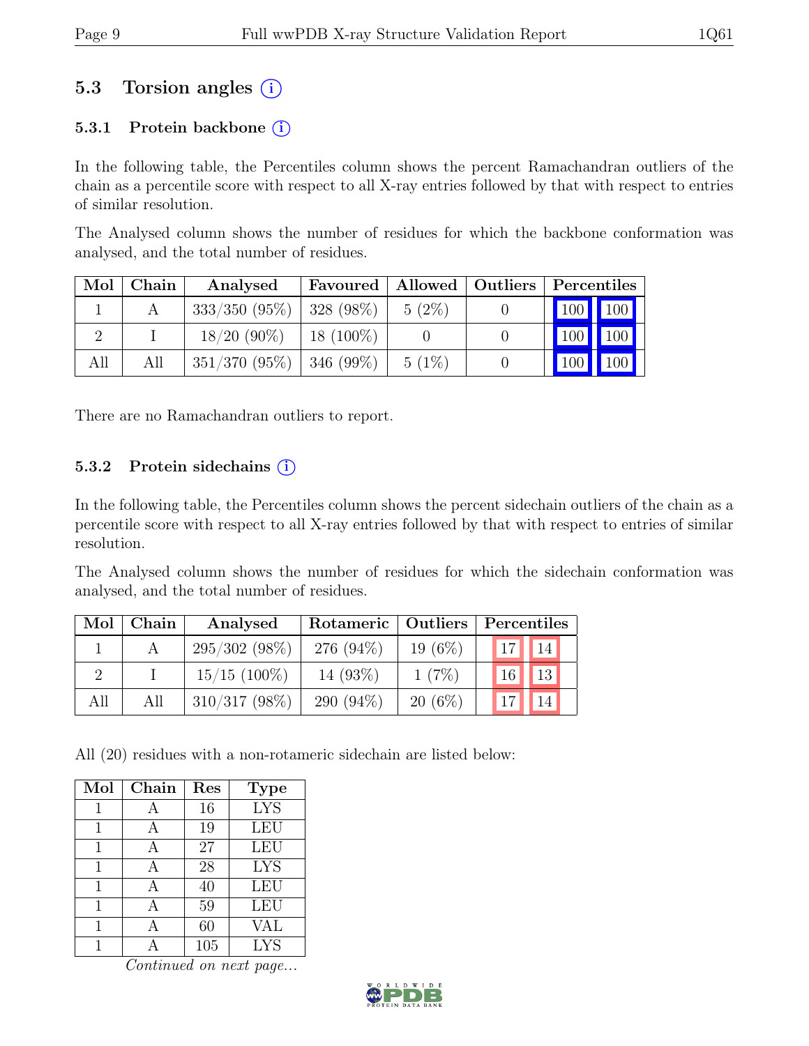## 5.3 Torsion angles (i)

### 5.3.1 Protein backbone (i)

In the following table, the Percentiles column shows the percent Ramachandran outliers of the chain as a percentile score with respect to all X-ray entries followed by that with respect to entries of similar resolution.

The Analysed column shows the number of residues for which the backbone conformation was analysed, and the total number of residues.

| Mol | Chain | Analysed | Favoured | Allowed | Outliers | Percentiles | |
|---|---|---|---|---|---|---|---|
| 1 | A | 333/350 (95%) | 328 (98%) | 5 (2%) | 0 | 100 | 100 |
| 2 | I | 18/20 (90%) | 18 (100%) | 0 | 0 | 100 | 100 |
| All | All | 351/370 (95%) | 346 (99%) | 5 (1%) | 0 | 100 | 100 |

There are no Ramachandran outliers to report.

### 5.3.2 Protein sidechains (i)

In the following table, the Percentiles column shows the percent sidechain outliers of the chain as a percentile score with respect to all X-ray entries followed by that with respect to entries of similar resolution.

The Analysed column shows the number of residues for which the sidechain conformation was analysed, and the total number of residues.

| Mol | Chain | Analysed | Rotameric | Outliers | Percentiles | |
|---|---|---|---|---|---|---|
| 1 | A | 295/302 (98%) | 276 (94%) | 19 (6%) | 17 | 14 |
| 2 | I | 15/15 (100%) | 14 (93%) | 1 (7%) | 16 | 13 |
| All | All | 310/317 (98%) | 290 (94%) | 20 (6%) | 17 | 14 |

All (20) residues with a non-rotameric sidechain are listed below:

| Mol | Chain | Res | Type |
|---|---|---|---|
| 1 | A | 16 | LYS |
| 1 | A | 19 | LEU |
| 1 | A | 27 | LEU |
| 1 | A | 28 | LYS |
| 1 | A | 40 | LEU |
| 1 | A | 59 | LEU |
| 1 | A | 60 | VAL |
| 1 | A | 105 | LYS |

*Continued on next page...*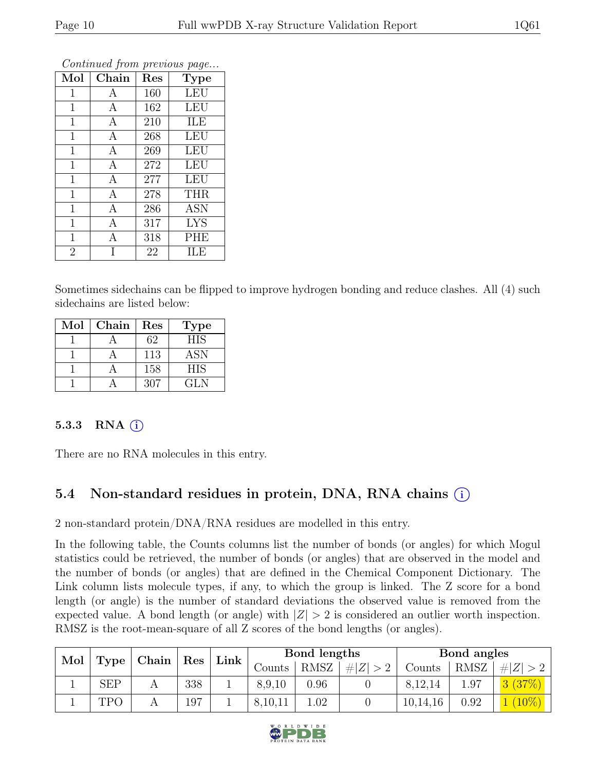*Continued from previous page...*

| Mol | Chain | Res | Type |
|---|---|---|---|
| 1 | A | 160 | LEU |
| 1 | A | 162 | LEU |
| 1 | A | 210 | ILE |
| 1 | A | 268 | LEU |
| 1 | A | 269 | LEU |
| 1 | A | 272 | LEU |
| 1 | A | 277 | LEU |
| 1 | A | 278 | THR |
| 1 | A | 286 | ASN |
| 1 | A | 317 | LYS |
| 1 | A | 318 | PHE |
| 2 | I | 22 | ILE |

Sometimes sidechains can be flipped to improve hydrogen bonding and reduce clashes. All (4) such sidechains are listed below:

| Mol | Chain | Res | Type |
|---|---|---|---|
| 1 | A | 62 | HIS |
| 1 | A | 113 | ASN |
| 1 | A | 158 | HIS |
| 1 | A | 307 | GLN |

### 5.3.3 RNA

There are no RNA molecules in this entry.

## 5.4 Non-standard residues in protein, DNA, RNA chains

2 non-standard protein/DNA/RNA residues are modelled in this entry.

In the following table, the Counts columns list the number of bonds (or angles) for which Mogul statistics could be retrieved, the number of bonds (or angles) that are observed in the model and the number of bonds (or angles) that are defined in the Chemical Component Dictionary. The Link column lists molecule types, if any, to which the group is linked. The Z score for a bond length (or angle) is the number of standard deviations the observed value is removed from the expected value. A bond length (or angle) with $|Z| > 2$ is considered an outlier worth inspection. RMSZ is the root-mean-square of all Z scores of the bond lengths (or angles).

| Mol | Type | Chain | Res | Link | Bond lengths | | | Bond angles | | |
|---|---|---|---|---|---|---|---|---|---|---|
| | | | | | Counts | RMSZ | $\#\|Z\| > 2$ | Counts | RMSZ | $\#\|Z\| > 2$ |
| 1 | SEP | A | 338 | 1 | 8,9,10 | 0.96 | 0 | 8,12,14 | 1.97 | 3 (37%) |
| 1 | TPO | A | 197 | 1 | 8,10,11 | 1.02 | 0 | 10,14,16 | 0.92 | 1 (10%) |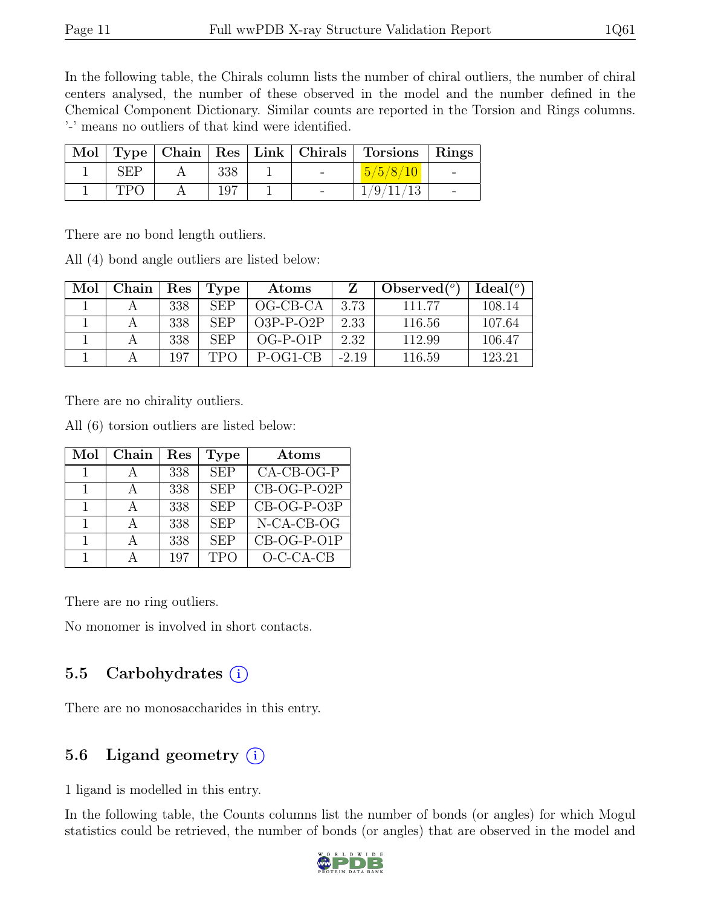In the following table, the Chirals column lists the number of chiral outliers, the number of chiral centers analysed, the number of these observed in the model and the number defined in the Chemical Component Dictionary. Similar counts are reported in the Torsion and Rings columns. '-' means no outliers of that kind were identified.

| Mol | Type | Chain | Res | Link | Chirals | Torsions | Rings |
|---|---|---|---|---|---|---|---|
| 1 | SEP | A | 338 | 1 | - | 5/5/8/10 | - |
| 1 | TPO | A | 197 | 1 | - | 1/9/11/13 | - |

There are no bond length outliers.

All (4) bond angle outliers are listed below:

| Mol | Chain | Res | Type | Atoms | Z | Observed(°) | Ideal(°) |
|---|---|---|---|---|---|---|---|
| 1 | A | 338 | SEP | OG-CB-CA | 3.73 | 111.77 | 108.14 |
| 1 | A | 338 | SEP | O3P-P-O2P | 2.33 | 116.56 | 107.64 |
| 1 | A | 338 | SEP | OG-P-O1P | 2.32 | 112.99 | 106.47 |
| 1 | A | 197 | TPO | P-OG1-CB | -2.19 | 116.59 | 123.21 |

There are no chirality outliers.

All (6) torsion outliers are listed below:

| Mol | Chain | Res | Type | Atoms |
|---|---|---|---|---|
| 1 | A | 338 | SEP | CA-CB-OG-P |
| 1 | A | 338 | SEP | CB-OG-P-O2P |
| 1 | A | 338 | SEP | CB-OG-P-O3P |
| 1 | A | 338 | SEP | N-CA-CB-OG |
| 1 | A | 338 | SEP | CB-OG-P-O1P |
| 1 | A | 197 | TPO | O-C-CA-CB |

There are no ring outliers.

No monomer is involved in short contacts.

## 5.5 Carbohydrates

There are no monosaccharides in this entry.

## 5.6 Ligand geometry

1 ligand is modelled in this entry.

In the following table, the Counts columns list the number of bonds (or angles) for which Mogul statistics could be retrieved, the number of bonds (or angles) that are observed in the model and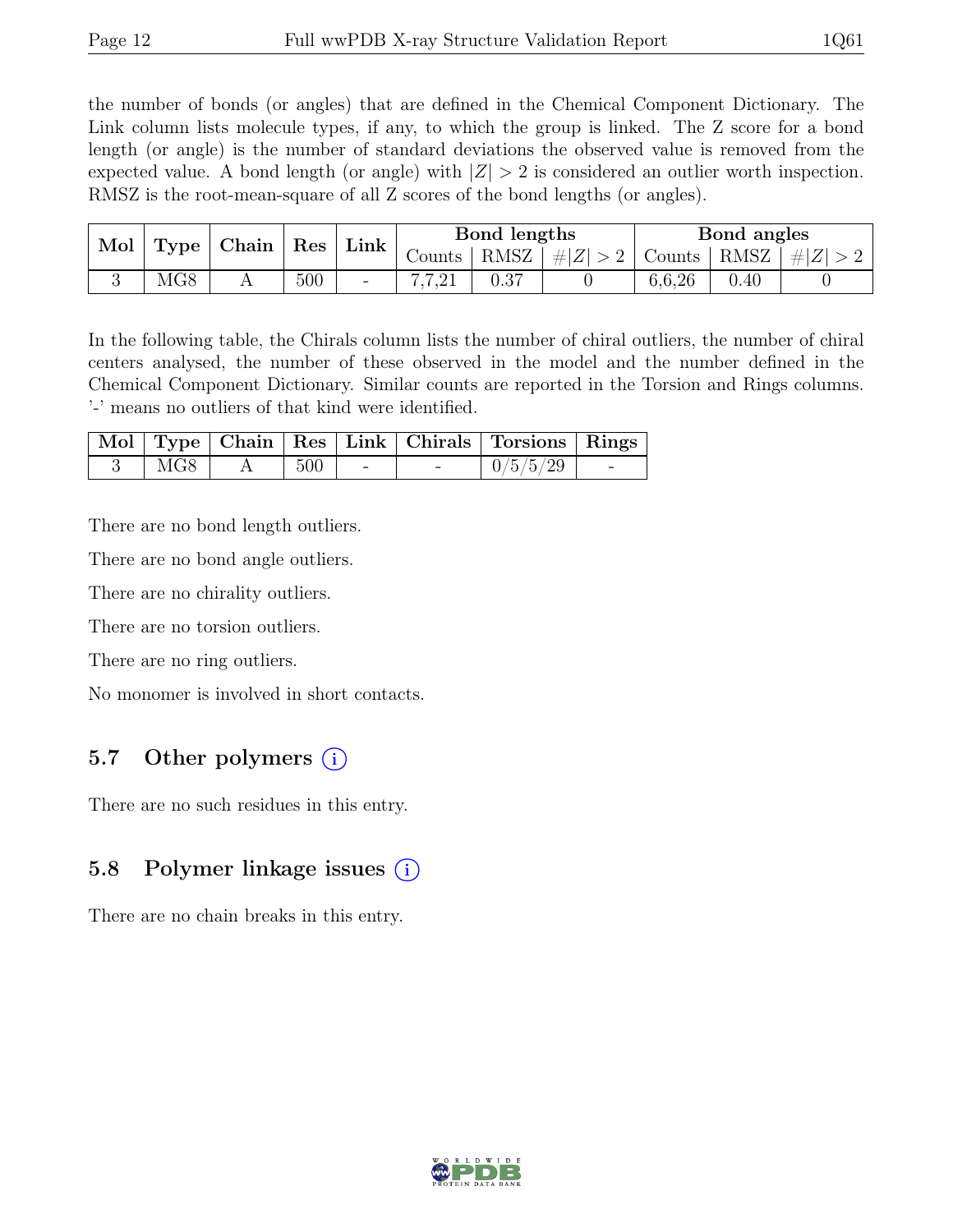the number of bonds (or angles) that are defined in the Chemical Component Dictionary. The Link column lists molecule types, if any, to which the group is linked. The Z score for a bond length (or angle) is the number of standard deviations the observed value is removed from the expected value. A bond length (or angle) with $|Z| > 2$ is considered an outlier worth inspection. RMSZ is the root-mean-square of all Z scores of the bond lengths (or angles).

| Mol | Type | Chain | Res | Link | Bond lengths | | | Bond angles | | |
|---|---|---|---|---|---|---|---|---|---|---|
| | | | | | Counts | RMSZ | $\#\|Z\| > 2$ | Counts | RMSZ | $\#\|Z\| > 2$ |
| 3 | MG8 | A | 500 | - | 7,7,21 | 0.37 | 0 | 6,6,26 | 0.40 | 0 |

In the following table, the Chirals column lists the number of chiral outliers, the number of chiral centers analysed, the number of these observed in the model and the number defined in the Chemical Component Dictionary. Similar counts are reported in the Torsion and Rings columns. '-' means no outliers of that kind were identified.

| Mol | Type | Chain | Res | Link | Chirals | Torsions | Rings |
|---|---|---|---|---|---|---|---|
| 3 | MG8 | A | 500 | - | - | 0/5/5/29 | - |

There are no bond length outliers.

There are no bond angle outliers.

There are no chirality outliers.

There are no torsion outliers.

There are no ring outliers.

No monomer is involved in short contacts.

## 5.7 Other polymers (i)

There are no such residues in this entry.

## 5.8 Polymer linkage issues (i)

There are no chain breaks in this entry.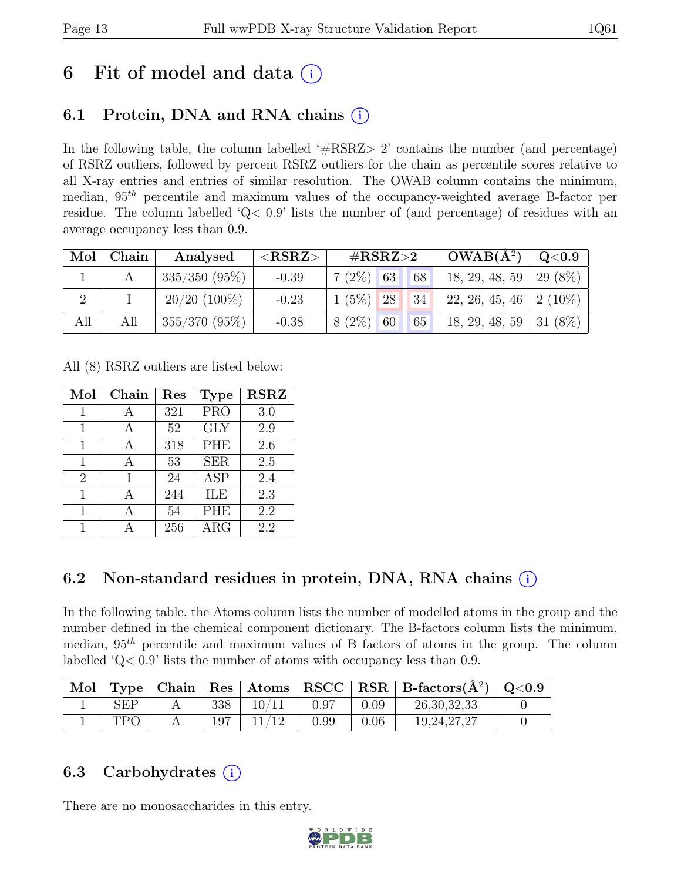# 6 Fit of model and data (i)

## 6.1 Protein, DNA and RNA chains (i)

In the following table, the column labelled '#RSRZ> 2' contains the number (and percentage) of RSRZ outliers, followed by percent RSRZ outliers for the chain as percentile scores relative to all X-ray entries and entries of similar resolution. The OWAB column contains the minimum, median, $95^{th}$ percentile and maximum values of the occupancy-weighted average B-factor per residue. The column labelled 'Q< 0.9' lists the number of (and percentage) of residues with an average occupancy less than 0.9.

| Mol | Chain | Analysed | <RSRZ> | #RSRZ>2 | | | OWAB(Å$^2$) | Q<0.9 |
|---|---|---|---|---|---|---|---|---|
| 1 | A | 335/350 (95%) | -0.39 | 7 (2%) | 63 | 68 | 18, 29, 48, 59 | 29 (8%) |
| 2 | I | 20/20 (100%) | -0.23 | 1 (5%) | 28 | 34 | 22, 26, 45, 46 | 2 (10%) |
| All | All | 355/370 (95%) | -0.38 | 8 (2%) | 60 | 65 | 18, 29, 48, 59 | 31 (8%) |

All (8) RSRZ outliers are listed below:

| Mol | Chain | Res | Type | RSRZ |
|---|---|---|---|---|
| 1 | A | 321 | PRO | 3.0 |
| 1 | A | 52 | GLY | 2.9 |
| 1 | A | 318 | PHE | 2.6 |
| 1 | A | 53 | SER | 2.5 |
| 2 | I | 24 | ASP | 2.4 |
| 1 | A | 244 | ILE | 2.3 |
| 1 | A | 54 | PHE | 2.2 |
| 1 | A | 256 | ARG | 2.2 |

## 6.2 Non-standard residues in protein, DNA, RNA chains (i)

In the following table, the Atoms column lists the number of modelled atoms in the group and the number defined in the chemical component dictionary. The B-factors column lists the minimum, median, $95^{th}$ percentile and maximum values of B factors of atoms in the group. The column labelled 'Q< 0.9' lists the number of atoms with occupancy less than 0.9.

| Mol | Type | Chain | Res | Atoms | RSCC | RSR | B-factors(Å$^2$) | Q<0.9 |
|---|---|---|---|---|---|---|---|---|
| 1 | SEP | A | 338 | 10/11 | 0.97 | 0.09 | 26,30,32,33 | 0 |
| 1 | TPO | A | 197 | 11/12 | 0.99 | 0.06 | 19,24,27,27 | 0 |

## 6.3 Carbohydrates (i)

There are no monosaccharides in this entry.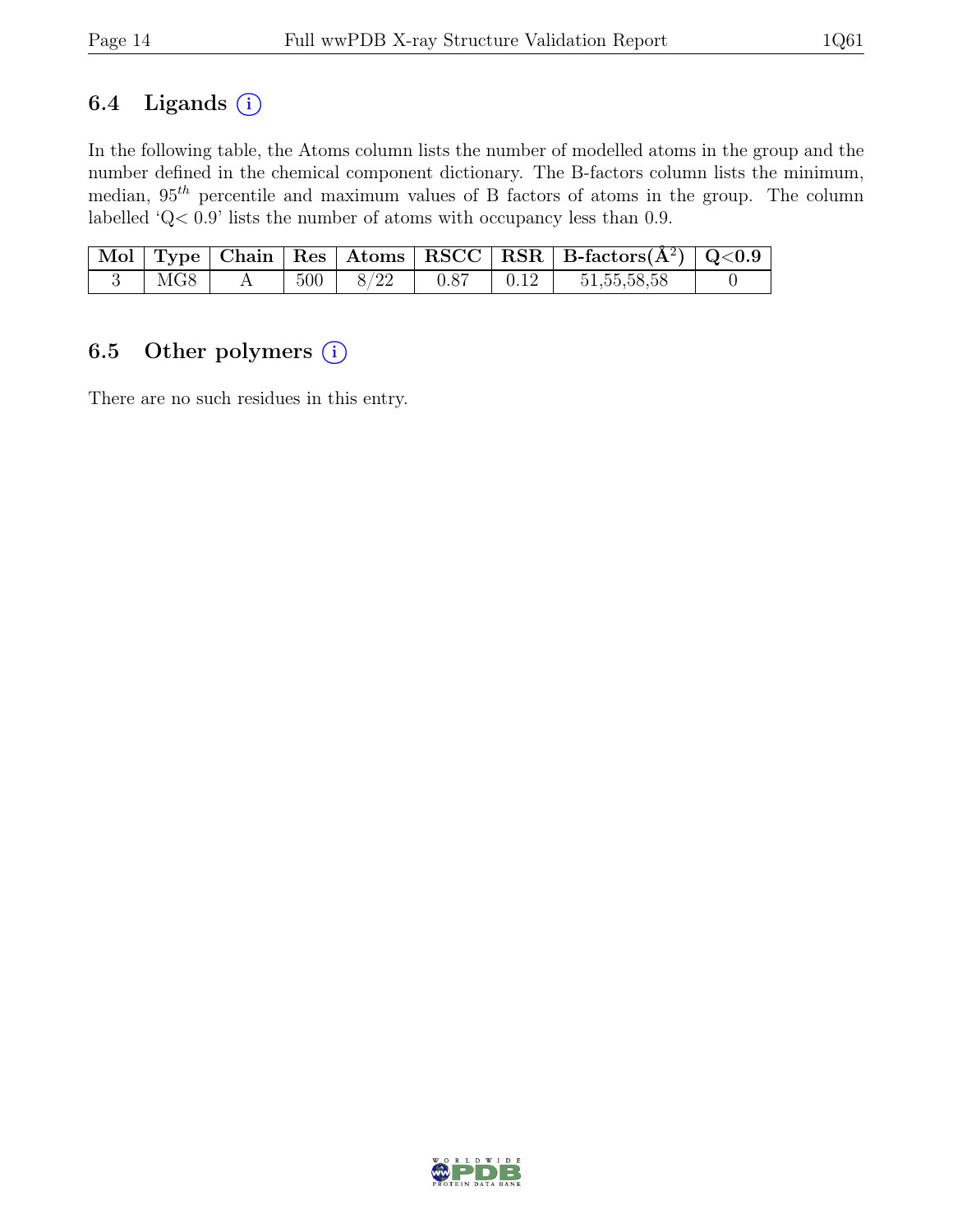## 6.4 Ligands (i)

In the following table, the Atoms column lists the number of modelled atoms in the group and the number defined in the chemical component dictionary. The B-factors column lists the minimum, median, $95^{th}$ percentile and maximum values of B factors of atoms in the group. The column labelled 'Q< 0.9' lists the number of atoms with occupancy less than 0.9.

| Mol | Type | Chain | Res | Atoms | RSCC | RSR | B-factors(Å$^2$) | Q<0.9 |
|---|---|---|---|---|---|---|---|---|
| 3 | MG8 | A | 500 | 8/22 | 0.87 | 0.12 | 51,55,58,58 | 0 |

## 6.5 Other polymers (i)

There are no such residues in this entry.